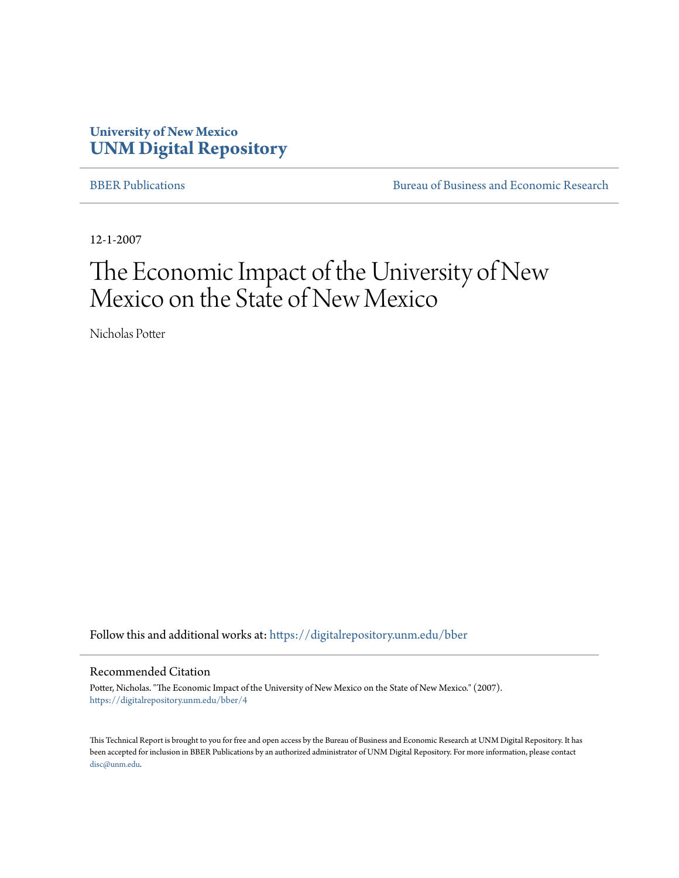University of New Mexico
**UNM Digital Repository**

BBER Publications | Bureau of Business and Economic Research

12-1-2007

# The Economic Impact of the University of New Mexico on the State of New Mexico

Nicholas Potter

Follow this and additional works at: https://digitalrepository.unm.edu/bber

## Recommended Citation

Potter, Nicholas. "The Economic Impact of the University of New Mexico on the State of New Mexico." (2007). https://digitalrepository.unm.edu/bber/4

This Technical Report is brought to you for free and open access by the Bureau of Business and Economic Research at UNM Digital Repository. It has been accepted for inclusion in BBER Publications by an authorized administrator of UNM Digital Repository. For more information, please contact disc@unm.edu.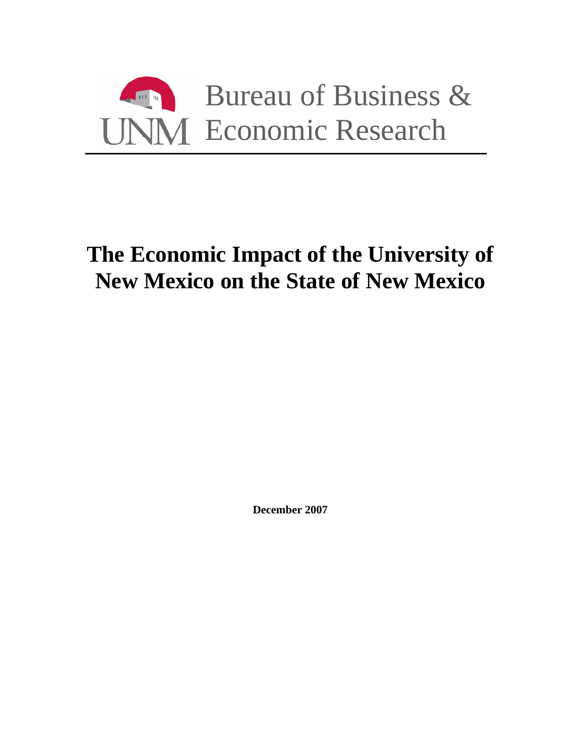Bureau of Business & Economic Research

# The Economic Impact of the University of New Mexico on the State of New Mexico

**December 2007**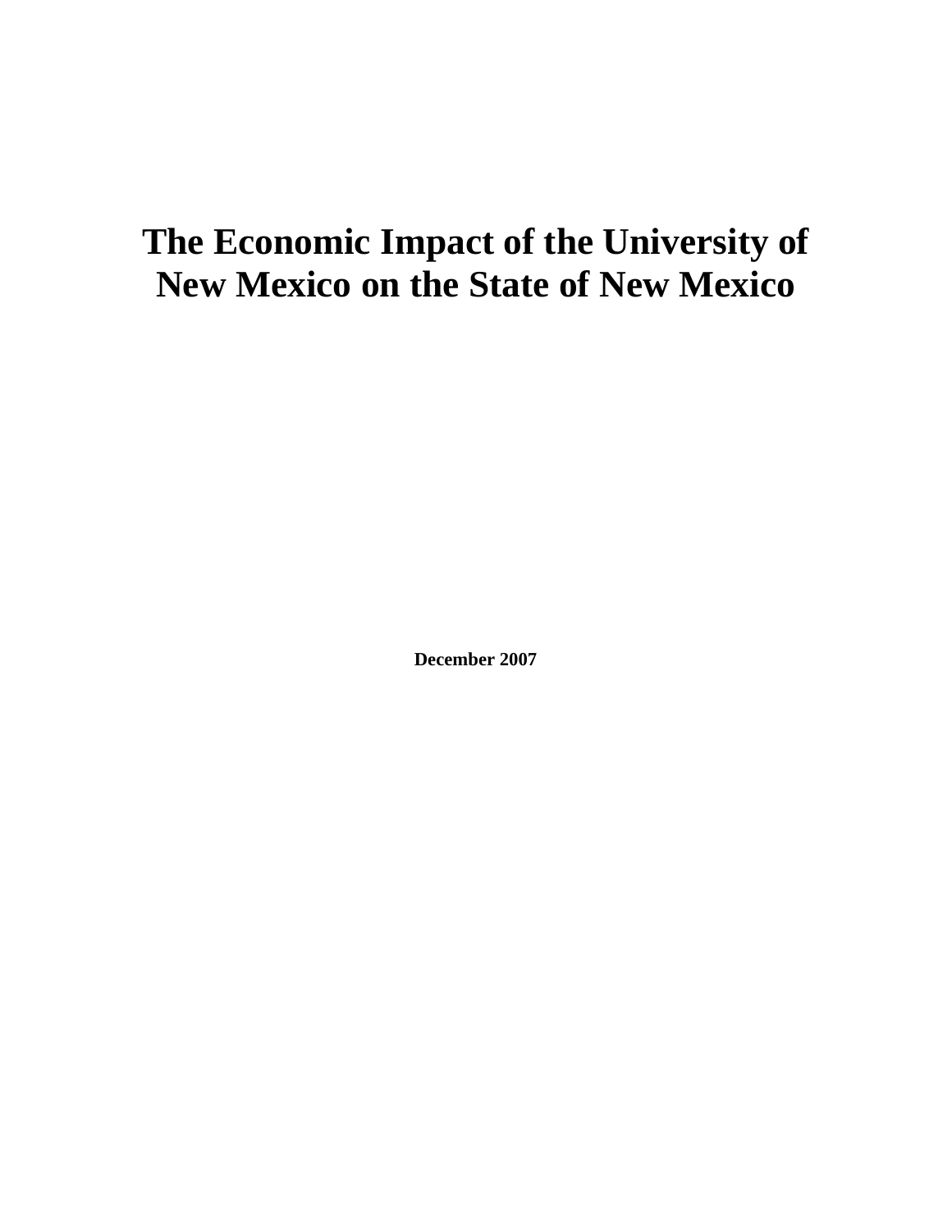# The Economic Impact of the University of New Mexico on the State of New Mexico

**December 2007**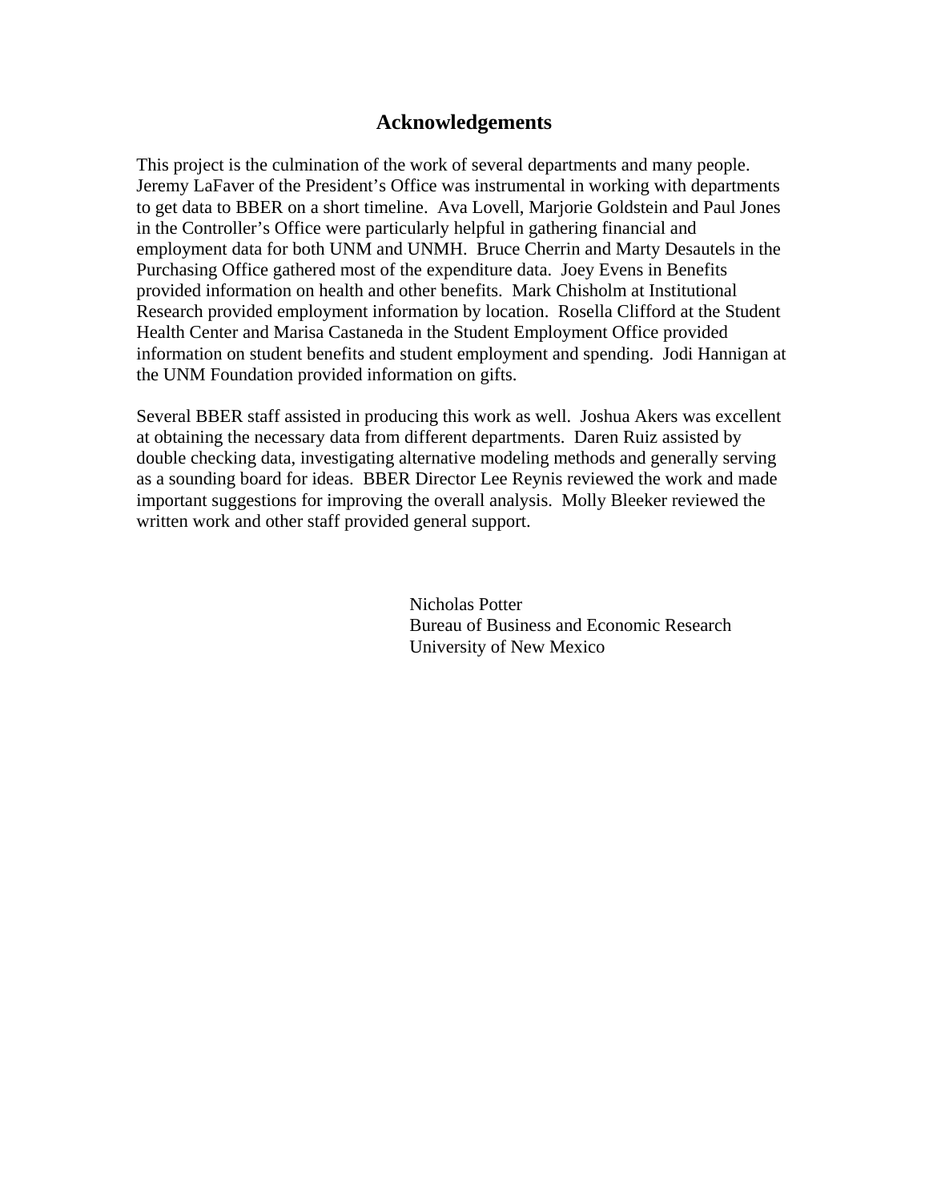# Acknowledgements

This project is the culmination of the work of several departments and many people. Jeremy LaFaver of the President's Office was instrumental in working with departments to get data to BBER on a short timeline. Ava Lovell, Marjorie Goldstein and Paul Jones in the Controller's Office were particularly helpful in gathering financial and employment data for both UNM and UNMH. Bruce Cherrin and Marty Desautels in the Purchasing Office gathered most of the expenditure data. Joey Evens in Benefits provided information on health and other benefits. Mark Chisholm at Institutional Research provided employment information by location. Rosella Clifford at the Student Health Center and Marisa Castaneda in the Student Employment Office provided information on student benefits and student employment and spending. Jodi Hannigan at the UNM Foundation provided information on gifts.

Several BBER staff assisted in producing this work as well. Joshua Akers was excellent at obtaining the necessary data from different departments. Daren Ruiz assisted by double checking data, investigating alternative modeling methods and generally serving as a sounding board for ideas. BBER Director Lee Reynis reviewed the work and made important suggestions for improving the overall analysis. Molly Bleeker reviewed the written work and other staff provided general support.

Nicholas Potter
Bureau of Business and Economic Research
University of New Mexico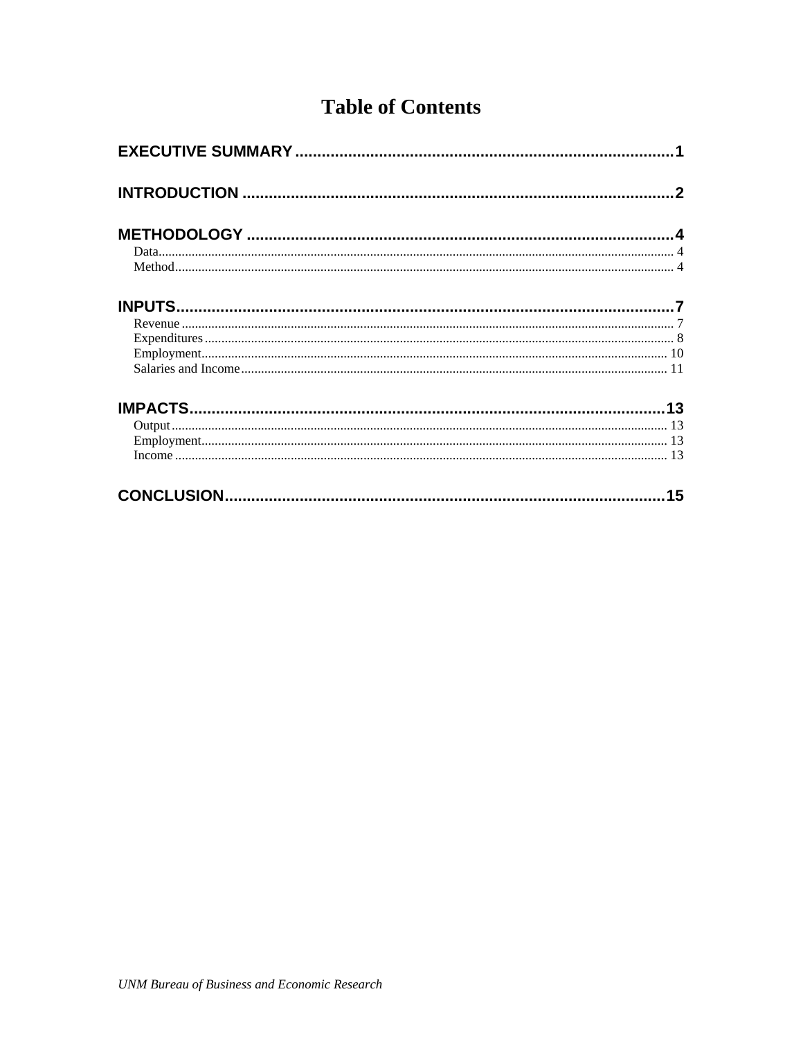# Table of Contents

**EXECUTIVE SUMMARY** ..................................................... 1

**INTRODUCTION** ..................................................... 2

**METHODOLOGY** ..................................................... 4

- Data ..................................................... 4
- Method ..................................................... 4

**INPUTS** ..................................................... 7

- Revenue ..................................................... 7
- Expenditures ..................................................... 8
- Employment ..................................................... 10
- Salaries and Income ..................................................... 11

**IMPACTS** ..................................................... 13

- Output ..................................................... 13
- Employment ..................................................... 13
- Income ..................................................... 13

**CONCLUSION** ..................................................... 15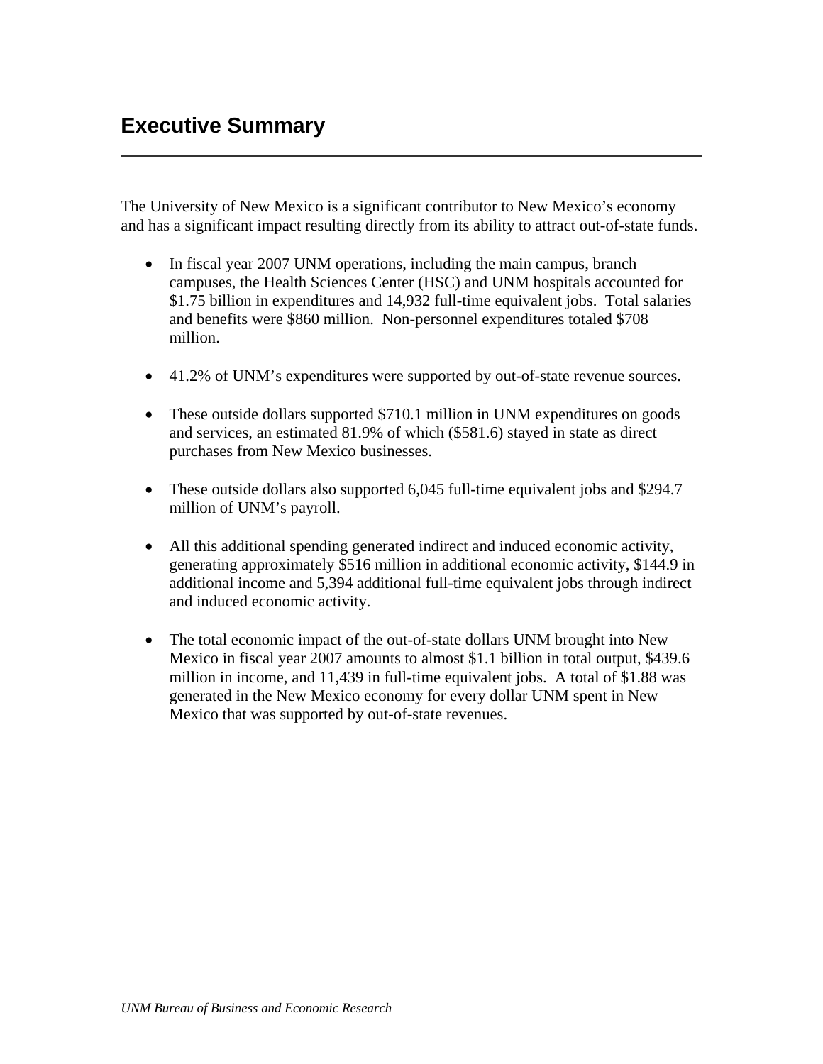# Executive Summary

The University of New Mexico is a significant contributor to New Mexico's economy and has a significant impact resulting directly from its ability to attract out-of-state funds.

- In fiscal year 2007 UNM operations, including the main campus, branch campuses, the Health Sciences Center (HSC) and UNM hospitals accounted for $1.75 billion in expenditures and 14,932 full-time equivalent jobs. Total salaries and benefits were $860 million. Non-personnel expenditures totaled $708 million.

- 41.2% of UNM's expenditures were supported by out-of-state revenue sources.

- These outside dollars supported $710.1 million in UNM expenditures on goods and services, an estimated 81.9% of which ($581.6) stayed in state as direct purchases from New Mexico businesses.

- These outside dollars also supported 6,045 full-time equivalent jobs and $294.7 million of UNM's payroll.

- All this additional spending generated indirect and induced economic activity, generating approximately $516 million in additional economic activity, $144.9 in additional income and 5,394 additional full-time equivalent jobs through indirect and induced economic activity.

- The total economic impact of the out-of-state dollars UNM brought into New Mexico in fiscal year 2007 amounts to almost $1.1 billion in total output, $439.6 million in income, and 11,439 in full-time equivalent jobs. A total of $1.88 was generated in the New Mexico economy for every dollar UNM spent in New Mexico that was supported by out-of-state revenues.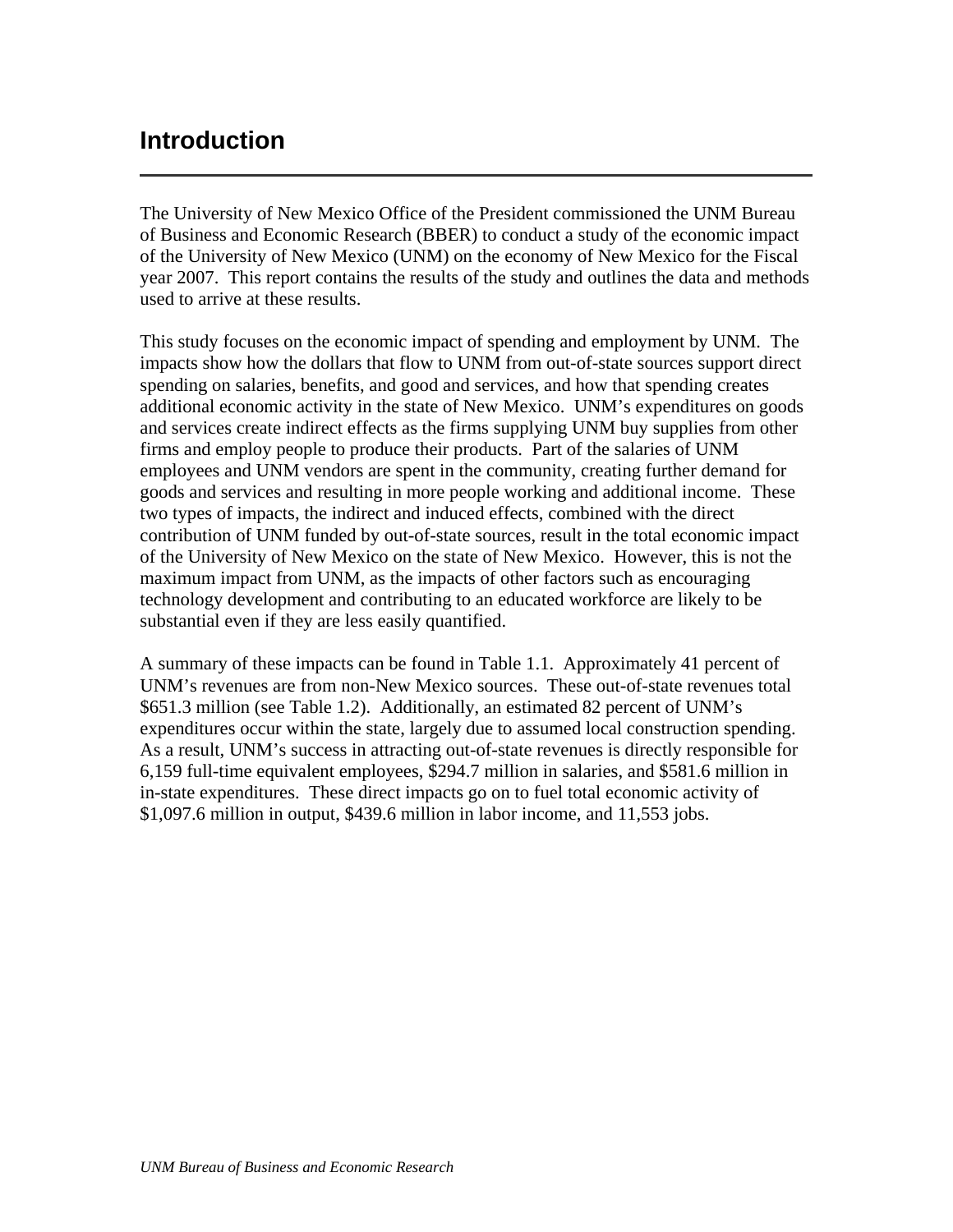# Introduction

The University of New Mexico Office of the President commissioned the UNM Bureau of Business and Economic Research (BBER) to conduct a study of the economic impact of the University of New Mexico (UNM) on the economy of New Mexico for the Fiscal year 2007. This report contains the results of the study and outlines the data and methods used to arrive at these results.

This study focuses on the economic impact of spending and employment by UNM. The impacts show how the dollars that flow to UNM from out-of-state sources support direct spending on salaries, benefits, and good and services, and how that spending creates additional economic activity in the state of New Mexico. UNM's expenditures on goods and services create indirect effects as the firms supplying UNM buy supplies from other firms and employ people to produce their products. Part of the salaries of UNM employees and UNM vendors are spent in the community, creating further demand for goods and services and resulting in more people working and additional income. These two types of impacts, the indirect and induced effects, combined with the direct contribution of UNM funded by out-of-state sources, result in the total economic impact of the University of New Mexico on the state of New Mexico. However, this is not the maximum impact from UNM, as the impacts of other factors such as encouraging technology development and contributing to an educated workforce are likely to be substantial even if they are less easily quantified.

A summary of these impacts can be found in Table 1.1. Approximately 41 percent of UNM's revenues are from non-New Mexico sources. These out-of-state revenues total $651.3 million (see Table 1.2). Additionally, an estimated 82 percent of UNM's expenditures occur within the state, largely due to assumed local construction spending. As a result, UNM's success in attracting out-of-state revenues is directly responsible for 6,159 full-time equivalent employees, $294.7 million in salaries, and $581.6 million in in-state expenditures. These direct impacts go on to fuel total economic activity of $1,097.6 million in output, $439.6 million in labor income, and 11,553 jobs.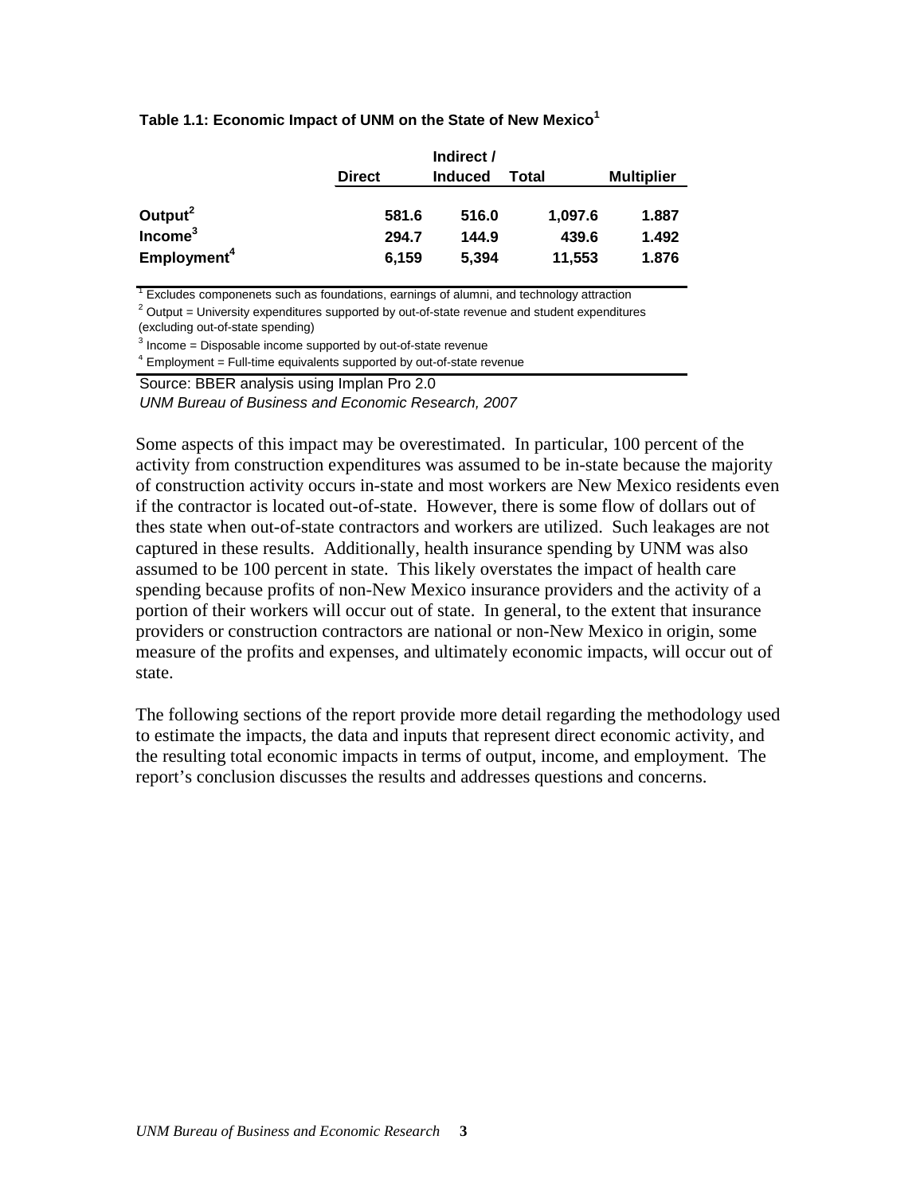**Table 1.1: Economic Impact of UNM on the State of New Mexico**[1]

| | Direct | Indirect / Induced | Total | Multiplier |
|---|---|---|---|---|
| **Output**[2] | **581.6** | **516.0** | **1,097.6** | **1.887** |
| **Income**[3] | **294.7** | **144.9** | **439.6** | **1.492** |
| **Employment**[4] | **6,159** | **5,394** | **11,553** | **1.876** |

[1] Excludes componenets such as foundations, earnings of alumni, and technology attraction

[2] Output = University expenditures supported by out-of-state revenue and student expenditures (excluding out-of-state spending)

[3] Income = Disposable income supported by out-of-state revenue

[4] Employment = Full-time equivalents supported by out-of-state revenue

Source: BBER analysis using Implan Pro 2.0

*UNM Bureau of Business and Economic Research, 2007*

Some aspects of this impact may be overestimated. In particular, 100 percent of the activity from construction expenditures was assumed to be in-state because the majority of construction activity occurs in-state and most workers are New Mexico residents even if the contractor is located out-of-state. However, there is some flow of dollars out of thes state when out-of-state contractors and workers are utilized. Such leakages are not captured in these results. Additionally, health insurance spending by UNM was also assumed to be 100 percent in state. This likely overstates the impact of health care spending because profits of non-New Mexico insurance providers and the activity of a portion of their workers will occur out of state. In general, to the extent that insurance providers or construction contractors are national or non-New Mexico in origin, some measure of the profits and expenses, and ultimately economic impacts, will occur out of state.

The following sections of the report provide more detail regarding the methodology used to estimate the impacts, the data and inputs that represent direct economic activity, and the resulting total economic impacts in terms of output, income, and employment. The report's conclusion discusses the results and addresses questions and concerns.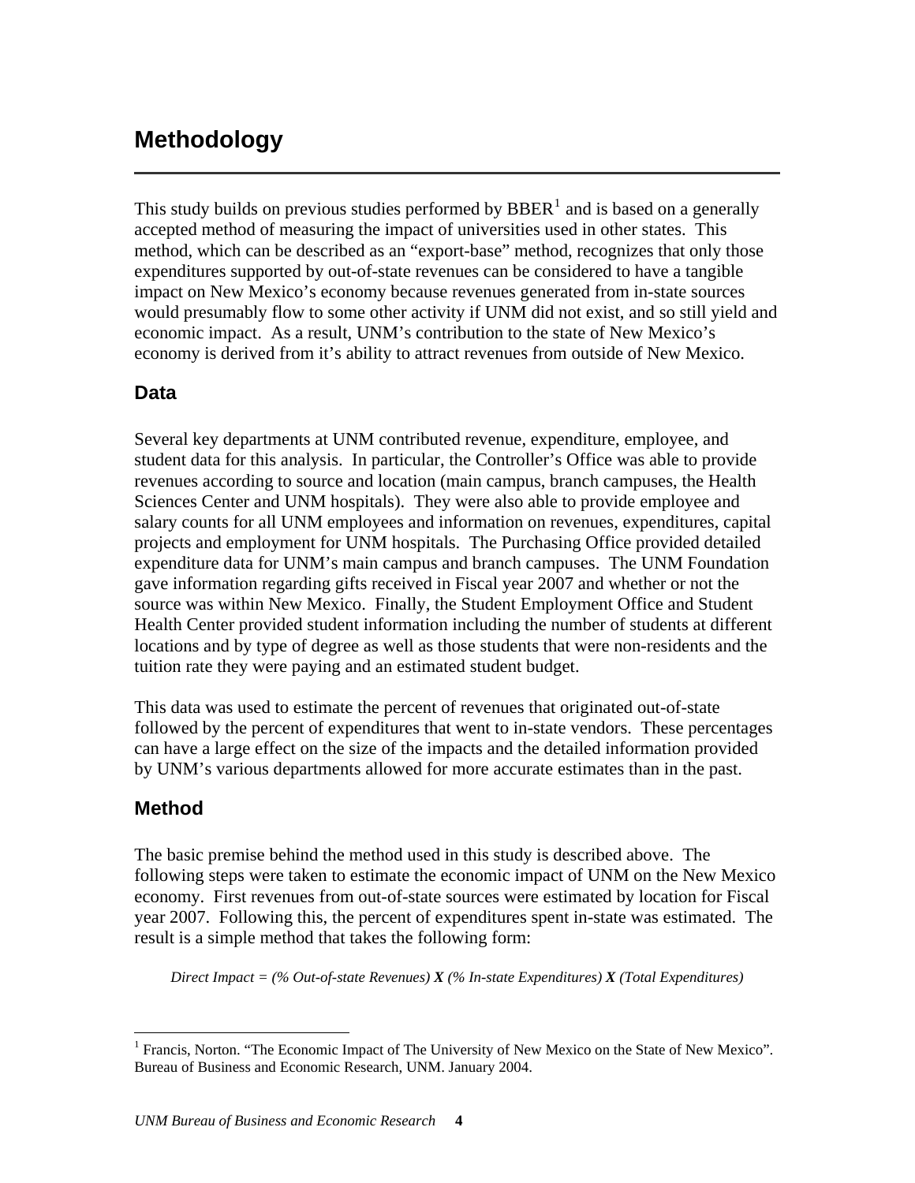# Methodology

This study builds on previous studies performed by BBER[1] and is based on a generally accepted method of measuring the impact of universities used in other states. This method, which can be described as an "export-base" method, recognizes that only those expenditures supported by out-of-state revenues can be considered to have a tangible impact on New Mexico's economy because revenues generated from in-state sources would presumably flow to some other activity if UNM did not exist, and so still yield and economic impact. As a result, UNM's contribution to the state of New Mexico's economy is derived from it's ability to attract revenues from outside of New Mexico.

## Data

Several key departments at UNM contributed revenue, expenditure, employee, and student data for this analysis. In particular, the Controller's Office was able to provide revenues according to source and location (main campus, branch campuses, the Health Sciences Center and UNM hospitals). They were also able to provide employee and salary counts for all UNM employees and information on revenues, expenditures, capital projects and employment for UNM hospitals. The Purchasing Office provided detailed expenditure data for UNM's main campus and branch campuses. The UNM Foundation gave information regarding gifts received in Fiscal year 2007 and whether or not the source was within New Mexico. Finally, the Student Employment Office and Student Health Center provided student information including the number of students at different locations and by type of degree as well as those students that were non-residents and the tuition rate they were paying and an estimated student budget.

This data was used to estimate the percent of revenues that originated out-of-state followed by the percent of expenditures that went to in-state vendors. These percentages can have a large effect on the size of the impacts and the detailed information provided by UNM's various departments allowed for more accurate estimates than in the past.

## Method

The basic premise behind the method used in this study is described above. The following steps were taken to estimate the economic impact of UNM on the New Mexico economy. First revenues from out-of-state sources were estimated by location for Fiscal year 2007. Following this, the percent of expenditures spent in-state was estimated. The result is a simple method that takes the following form:

*Direct Impact = (% Out-of-state Revenues)* ***X*** *(% In-state Expenditures)* ***X*** *(Total Expenditures)*

[1] Francis, Norton. "The Economic Impact of The University of New Mexico on the State of New Mexico". Bureau of Business and Economic Research, UNM. January 2004.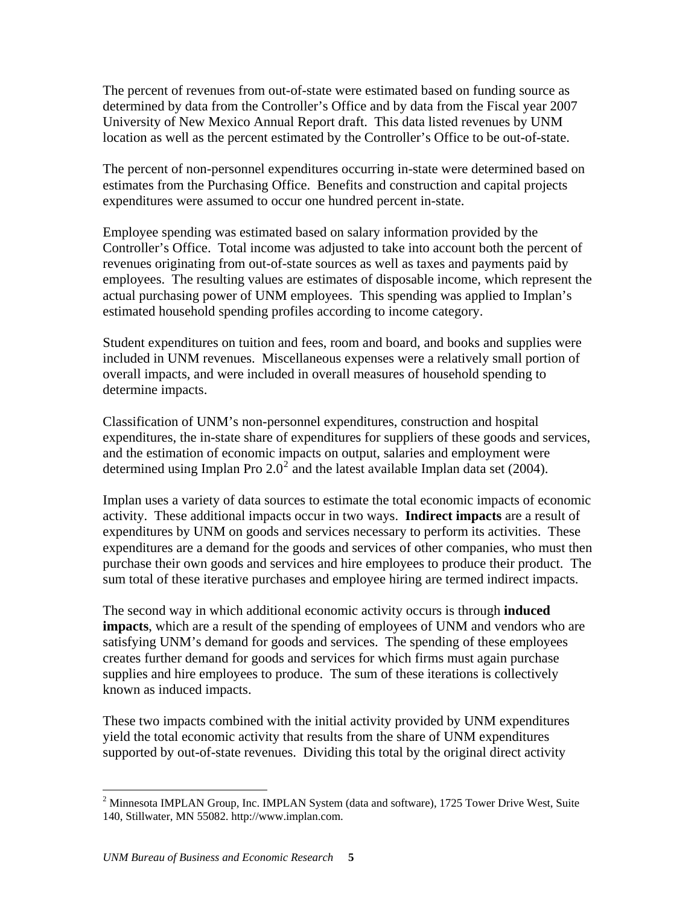The percent of revenues from out-of-state were estimated based on funding source as determined by data from the Controller's Office and by data from the Fiscal year 2007 University of New Mexico Annual Report draft. This data listed revenues by UNM location as well as the percent estimated by the Controller's Office to be out-of-state.

The percent of non-personnel expenditures occurring in-state were determined based on estimates from the Purchasing Office. Benefits and construction and capital projects expenditures were assumed to occur one hundred percent in-state.

Employee spending was estimated based on salary information provided by the Controller's Office. Total income was adjusted to take into account both the percent of revenues originating from out-of-state sources as well as taxes and payments paid by employees. The resulting values are estimates of disposable income, which represent the actual purchasing power of UNM employees. This spending was applied to Implan's estimated household spending profiles according to income category.

Student expenditures on tuition and fees, room and board, and books and supplies were included in UNM revenues. Miscellaneous expenses were a relatively small portion of overall impacts, and were included in overall measures of household spending to determine impacts.

Classification of UNM's non-personnel expenditures, construction and hospital expenditures, the in-state share of expenditures for suppliers of these goods and services, and the estimation of economic impacts on output, salaries and employment were determined using Implan Pro 2.0[2] and the latest available Implan data set (2004).

Implan uses a variety of data sources to estimate the total economic impacts of economic activity. These additional impacts occur in two ways. **Indirect impacts** are a result of expenditures by UNM on goods and services necessary to perform its activities. These expenditures are a demand for the goods and services of other companies, who must then purchase their own goods and services and hire employees to produce their product. The sum total of these iterative purchases and employee hiring are termed indirect impacts.

The second way in which additional economic activity occurs is through **induced impacts**, which are a result of the spending of employees of UNM and vendors who are satisfying UNM's demand for goods and services. The spending of these employees creates further demand for goods and services for which firms must again purchase supplies and hire employees to produce. The sum of these iterations is collectively known as induced impacts.

These two impacts combined with the initial activity provided by UNM expenditures yield the total economic activity that results from the share of UNM expenditures supported by out-of-state revenues. Dividing this total by the original direct activity

[2] Minnesota IMPLAN Group, Inc. IMPLAN System (data and software), 1725 Tower Drive West, Suite 140, Stillwater, MN 55082. http://www.implan.com.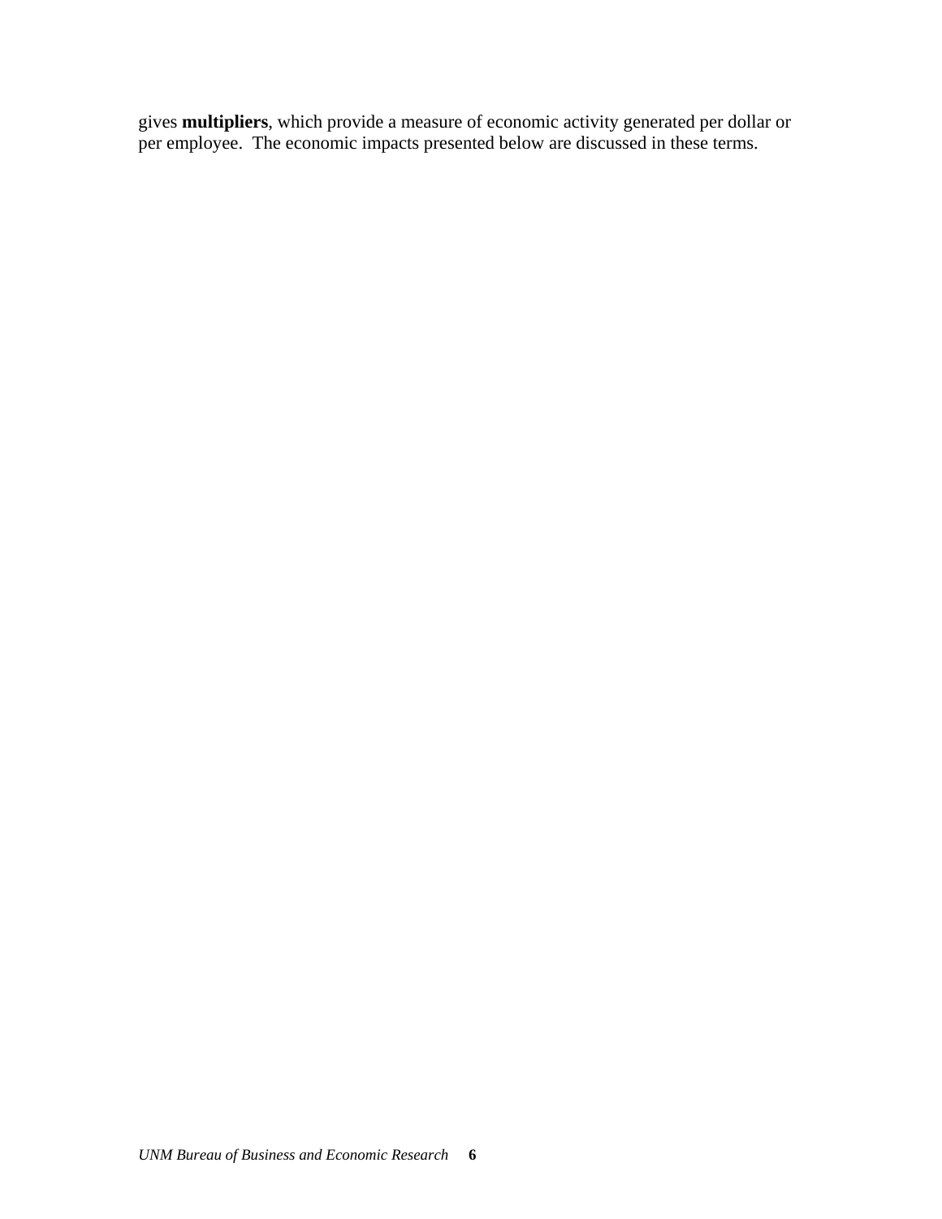gives **multipliers**, which provide a measure of economic activity generated per dollar or per employee. The economic impacts presented below are discussed in these terms.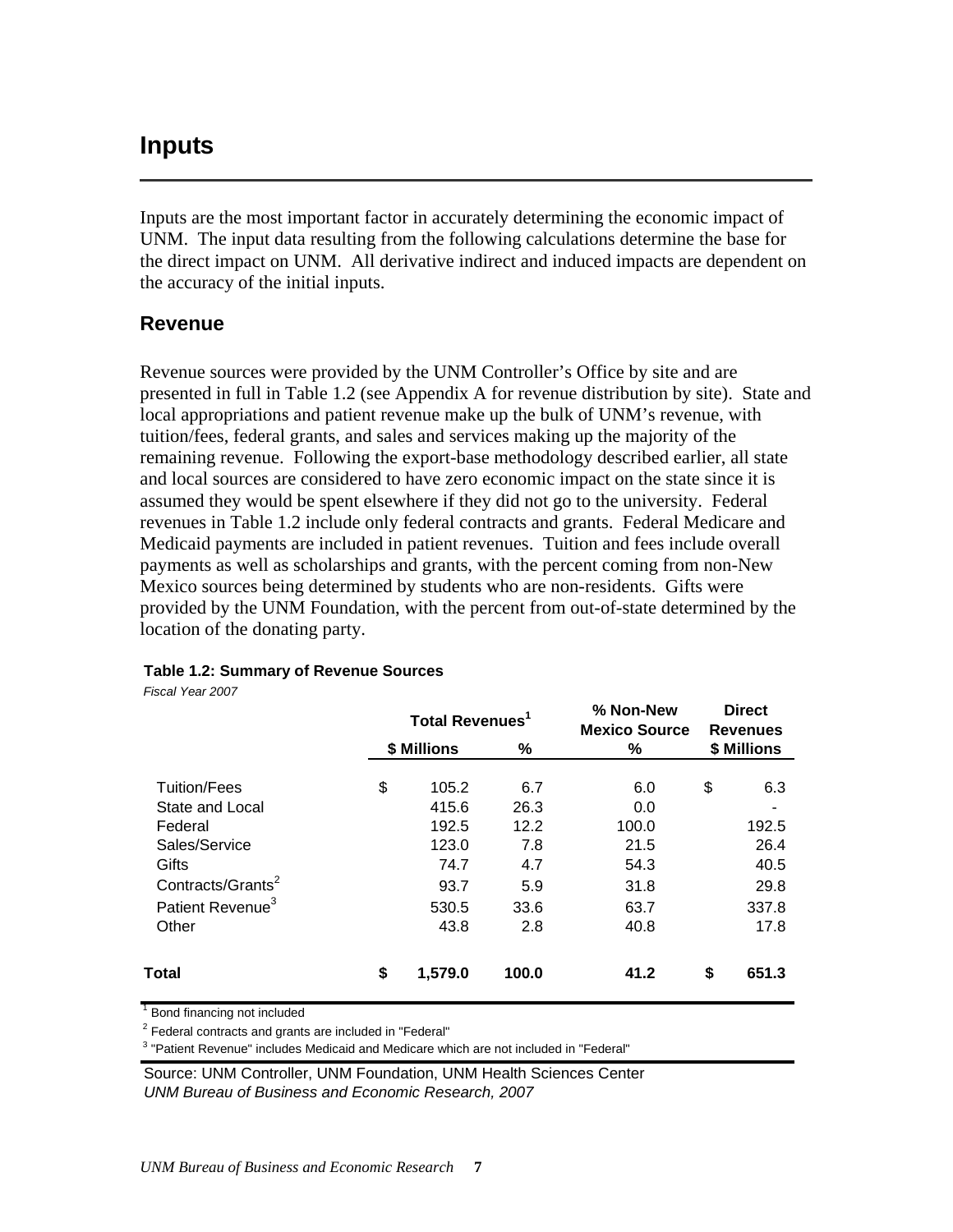# Inputs

Inputs are the most important factor in accurately determining the economic impact of UNM. The input data resulting from the following calculations determine the base for the direct impact on UNM. All derivative indirect and induced impacts are dependent on the accuracy of the initial inputs.

## Revenue

Revenue sources were provided by the UNM Controller's Office by site and are presented in full in Table 1.2 (see Appendix A for revenue distribution by site). State and local appropriations and patient revenue make up the bulk of UNM's revenue, with tuition/fees, federal grants, and sales and services making up the majority of the remaining revenue. Following the export-base methodology described earlier, all state and local sources are considered to have zero economic impact on the state since it is assumed they would be spent elsewhere if they did not go to the university. Federal revenues in Table 1.2 include only federal contracts and grants. Federal Medicare and Medicaid payments are included in patient revenues. Tuition and fees include overall payments as well as scholarships and grants, with the percent coming from non-New Mexico sources being determined by students who are non-residents. Gifts were provided by the UNM Foundation, with the percent from out-of-state determined by the location of the donating party.

**Table 1.2: Summary of Revenue Sources**

*Fiscal Year 2007*

| | Total Revenues[1] | | % Non-New Mexico Source | Direct Revenues |
|---|---|---|---|---|
| | $ Millions | % | % | $ Millions |
| Tuition/Fees | $ 105.2 | 6.7 | 6.0 | $ 6.3 |
| State and Local | 415.6 | 26.3 | 0.0 | - |
| Federal | 192.5 | 12.2 | 100.0 | 192.5 |
| Sales/Service | 123.0 | 7.8 | 21.5 | 26.4 |
| Gifts | 74.7 | 4.7 | 54.3 | 40.5 |
| Contracts/Grants[2] | 93.7 | 5.9 | 31.8 | 29.8 |
| Patient Revenue[3] | 530.5 | 33.6 | 63.7 | 337.8 |
| Other | 43.8 | 2.8 | 40.8 | 17.8 |
| **Total** | **$ 1,579.0** | **100.0** | **41.2** | **$ 651.3** |

[1] Bond financing not included

[2] Federal contracts and grants are included in "Federal"

[3] "Patient Revenue" includes Medicaid and Medicare which are not included in "Federal"

Source: UNM Controller, UNM Foundation, UNM Health Sciences Center
*UNM Bureau of Business and Economic Research, 2007*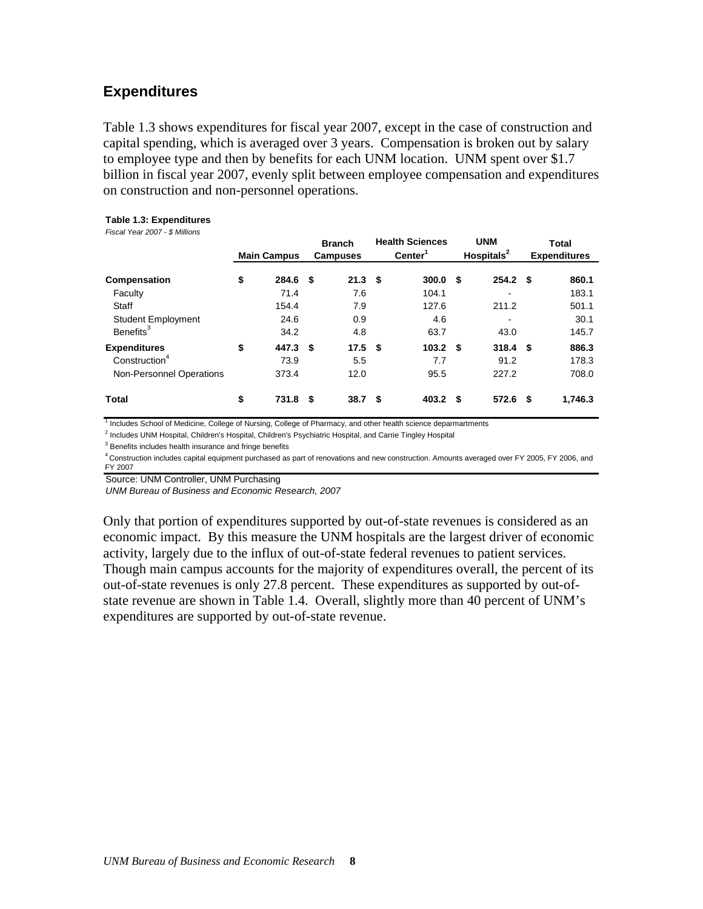## Expenditures

Table 1.3 shows expenditures for fiscal year 2007, except in the case of construction and capital spending, which is averaged over 3 years. Compensation is broken out by salary to employee type and then by benefits for each UNM location. UNM spent over $1.7 billion in fiscal year 2007, evenly split between employee compensation and expenditures on construction and non-personnel operations.

**Table 1.3: Expenditures**

*Fiscal Year 2007 - $ Millions*

| | Main Campus | Branch Campuses | Health Sciences Center[1] | UNM Hospitals[2] | Total Expenditures |
|---|---|---|---|---|---|
| **Compensation** | **$ 284.6** | **$ 21.3** | **$ 300.0** | **$ 254.2** | **$ 860.1** |
| Faculty | 71.4 | 7.6 | 104.1 | - | 183.1 |
| Staff | 154.4 | 7.9 | 127.6 | 211.2 | 501.1 |
| Student Employment | 24.6 | 0.9 | 4.6 | - | 30.1 |
| Benefits[3] | 34.2 | 4.8 | 63.7 | 43.0 | 145.7 |
| **Expenditures** | **$ 447.3** | **$ 17.5** | **$ 103.2** | **$ 318.4** | **$ 886.3** |
| Construction[4] | 73.9 | 5.5 | 7.7 | 91.2 | 178.3 |
| Non-Personnel Operations | 373.4 | 12.0 | 95.5 | 227.2 | 708.0 |
| **Total** | **$ 731.8** | **$ 38.7** | **$ 403.2** | **$ 572.6** | **$ 1,746.3** |

[1] Includes School of Medicine, College of Nursing, College of Pharmacy, and other health science deparmartments

[2] Includes UNM Hospital, Children's Hospital, Children's Psychiatric Hospital, and Carrie Tingley Hospital

[3] Benefits includes health insurance and fringe benefits

[4] Construction includes capital equipment purchased as part of renovations and new construction. Amounts averaged over FY 2005, FY 2006, and FY 2007

Source: UNM Controller, UNM Purchasing

*UNM Bureau of Business and Economic Research, 2007*

Only that portion of expenditures supported by out-of-state revenues is considered as an economic impact. By this measure the UNM hospitals are the largest driver of economic activity, largely due to the influx of out-of-state federal revenues to patient services. Though main campus accounts for the majority of expenditures overall, the percent of its out-of-state revenues is only 27.8 percent. These expenditures as supported by out-of-state revenue are shown in Table 1.4. Overall, slightly more than 40 percent of UNM's expenditures are supported by out-of-state revenue.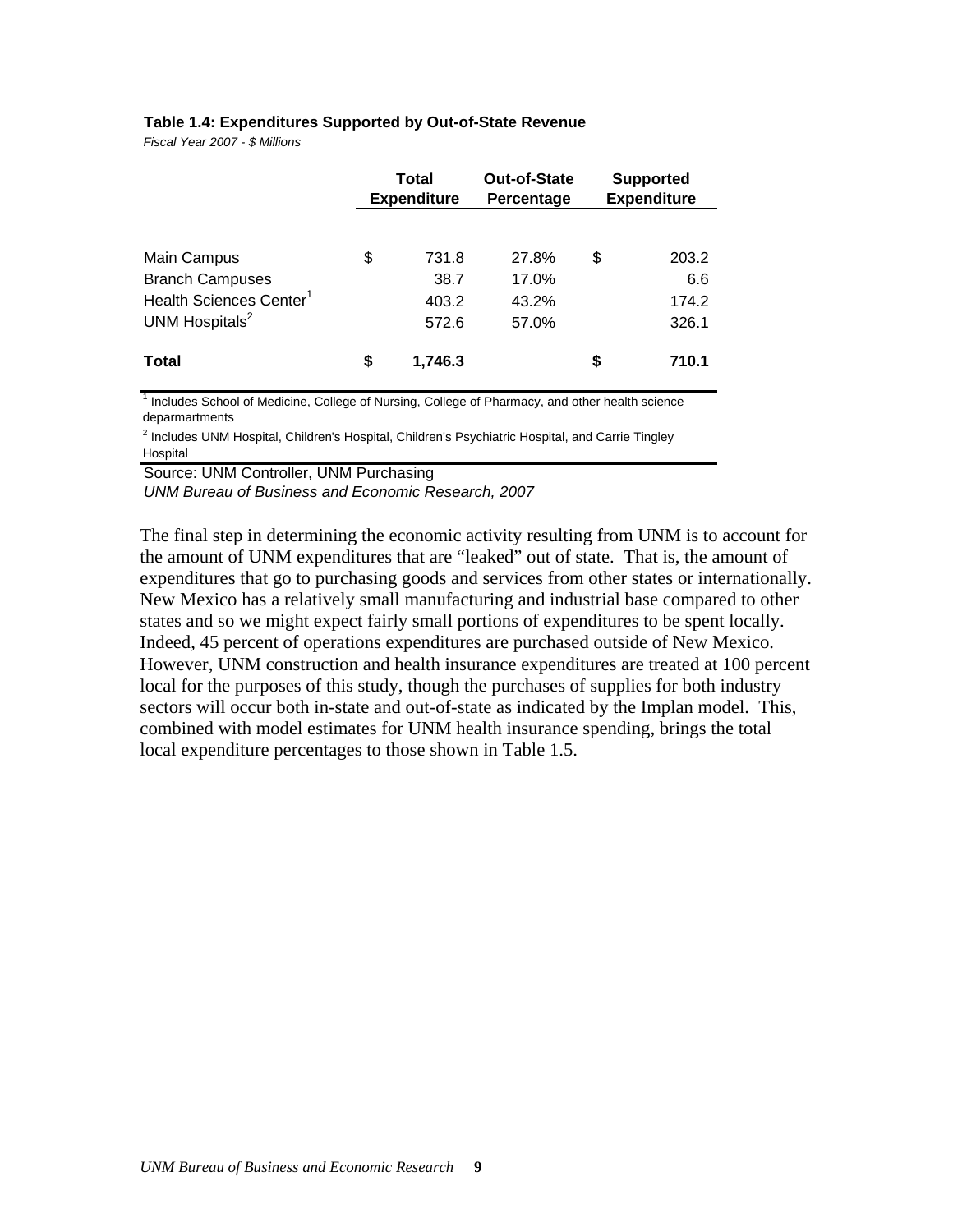**Table 1.4: Expenditures Supported by Out-of-State Revenue**

*Fiscal Year 2007 - $ Millions*

| | Total Expenditure | Out-of-State Percentage | Supported Expenditure |
|---|---|---|---|
| Main Campus | $ 731.8 | 27.8% | $ 203.2 |
| Branch Campuses | 38.7 | 17.0% | 6.6 |
| Health Sciences Center[1] | 403.2 | 43.2% | 174.2 |
| UNM Hospitals[2] | 572.6 | 57.0% | 326.1 |
| **Total** | **$ 1,746.3** | | **$ 710.1** |

[1] Includes School of Medicine, College of Nursing, College of Pharmacy, and other health science deparmartments

[2] Includes UNM Hospital, Children's Hospital, Children's Psychiatric Hospital, and Carrie Tingley Hospital

Source: UNM Controller, UNM Purchasing

*UNM Bureau of Business and Economic Research, 2007*

The final step in determining the economic activity resulting from UNM is to account for the amount of UNM expenditures that are "leaked" out of state. That is, the amount of expenditures that go to purchasing goods and services from other states or internationally. New Mexico has a relatively small manufacturing and industrial base compared to other states and so we might expect fairly small portions of expenditures to be spent locally. Indeed, 45 percent of operations expenditures are purchased outside of New Mexico. However, UNM construction and health insurance expenditures are treated at 100 percent local for the purposes of this study, though the purchases of supplies for both industry sectors will occur both in-state and out-of-state as indicated by the Implan model. This, combined with model estimates for UNM health insurance spending, brings the total local expenditure percentages to those shown in Table 1.5.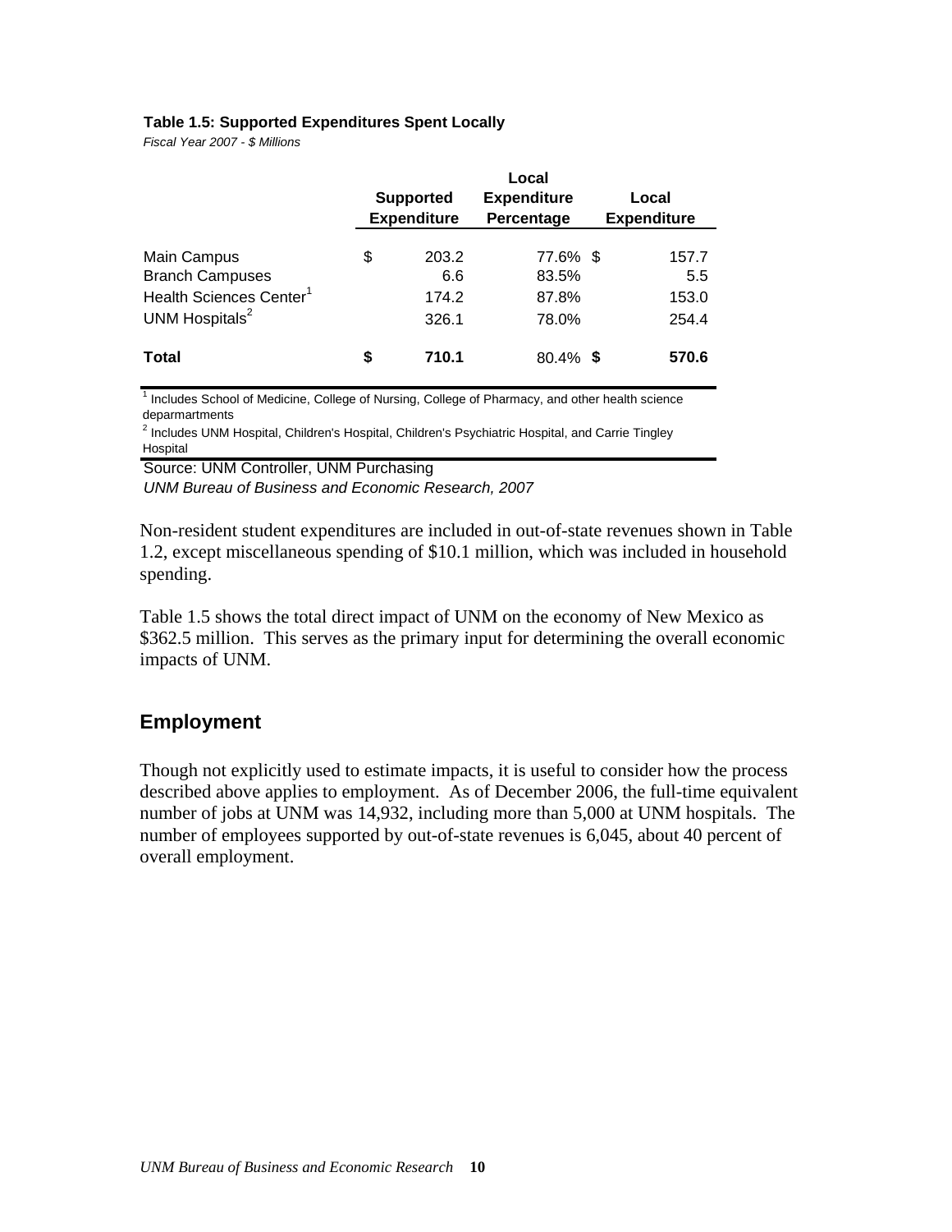**Table 1.5: Supported Expenditures Spent Locally**

*Fiscal Year 2007 - $ Millions*

| | Supported Expenditure | Local Expenditure Percentage | Local Expenditure |
|---|---|---|---|
| Main Campus | $ 203.2 | 77.6% | $ 157.7 |
| Branch Campuses | 6.6 | 83.5% | 5.5 |
| Health Sciences Center[1] | 174.2 | 87.8% | 153.0 |
| UNM Hospitals[2] | 326.1 | 78.0% | 254.4 |
| **Total** | **$ 710.1** | 80.4% | **$ 570.6** |

[1] Includes School of Medicine, College of Nursing, College of Pharmacy, and other health science deparmartments

[2] Includes UNM Hospital, Children's Hospital, Children's Psychiatric Hospital, and Carrie Tingley Hospital

Source: UNM Controller, UNM Purchasing

*UNM Bureau of Business and Economic Research, 2007*

Non-resident student expenditures are included in out-of-state revenues shown in Table 1.2, except miscellaneous spending of $10.1 million, which was included in household spending.

Table 1.5 shows the total direct impact of UNM on the economy of New Mexico as $362.5 million. This serves as the primary input for determining the overall economic impacts of UNM.

## Employment

Though not explicitly used to estimate impacts, it is useful to consider how the process described above applies to employment. As of December 2006, the full-time equivalent number of jobs at UNM was 14,932, including more than 5,000 at UNM hospitals. The number of employees supported by out-of-state revenues is 6,045, about 40 percent of overall employment.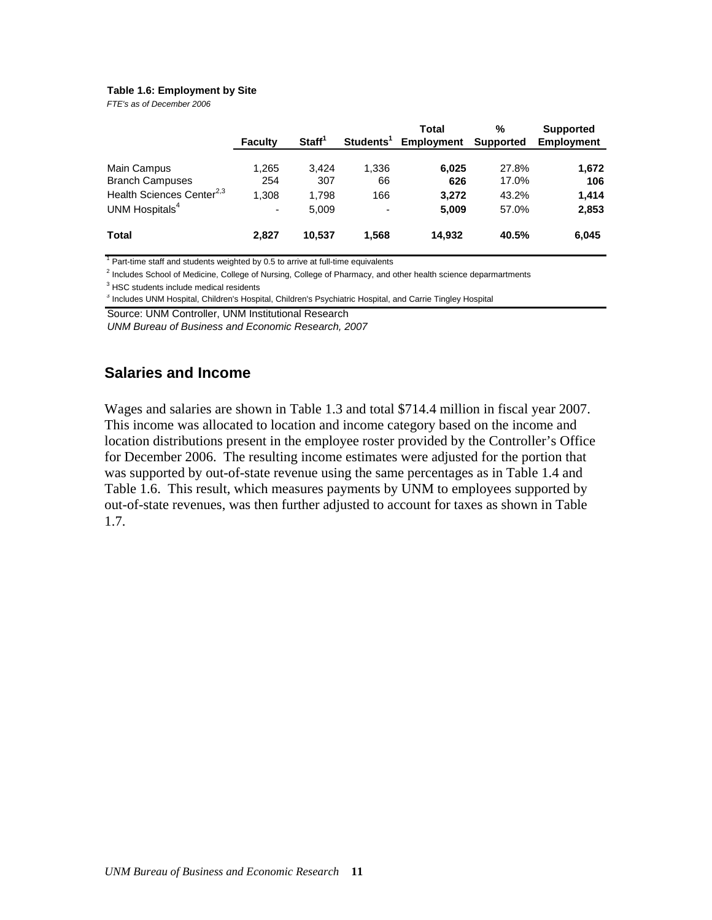**Table 1.6: Employment by Site**

*FTE's as of December 2006*

| | Faculty | Staff[1] | Students[1] | Total Employment | % Supported | Supported Employment |
|---|---|---|---|---|---|---|
| Main Campus | 1,265 | 3,424 | 1,336 | **6,025** | 27.8% | **1,672** |
| Branch Campuses | 254 | 307 | 66 | **626** | 17.0% | **106** |
| Health Sciences Center[2,3] | 1,308 | 1,798 | 166 | **3,272** | 43.2% | **1,414** |
| UNM Hospitals[4] | - | 5,009 | - | **5,009** | 57.0% | **2,853** |
| **Total** | **2,827** | **10,537** | **1,568** | **14,932** | **40.5%** | **6,045** |

[1] Part-time staff and students weighted by 0.5 to arrive at full-time equivalents

[2] Includes School of Medicine, College of Nursing, College of Pharmacy, and other health science deparmartments

[3] HSC students include medical residents

[4] Includes UNM Hospital, Children's Hospital, Children's Psychiatric Hospital, and Carrie Tingley Hospital

Source: UNM Controller, UNM Institutional Research

*UNM Bureau of Business and Economic Research, 2007*

## Salaries and Income

Wages and salaries are shown in Table 1.3 and total $714.4 million in fiscal year 2007. This income was allocated to location and income category based on the income and location distributions present in the employee roster provided by the Controller's Office for December 2006. The resulting income estimates were adjusted for the portion that was supported by out-of-state revenue using the same percentages as in Table 1.4 and Table 1.6. This result, which measures payments by UNM to employees supported by out-of-state revenues, was then further adjusted to account for taxes as shown in Table 1.7.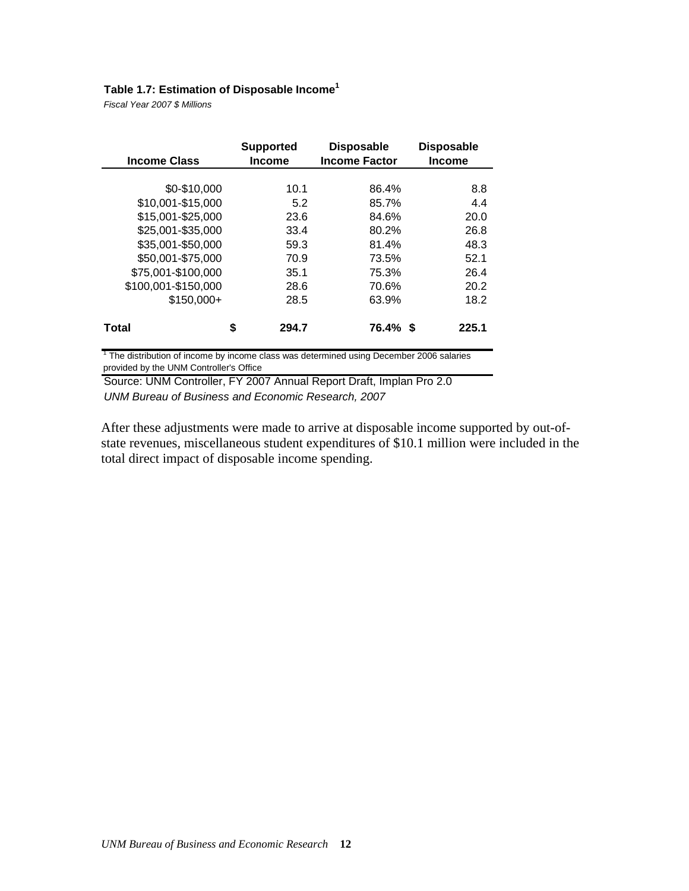**Table 1.7: Estimation of Disposable Income[1]**

*Fiscal Year 2007 $ Millions*

| Income Class | Supported Income | Disposable Income Factor | Disposable Income |
|---|---|---|---|
| $0-$10,000 | 10.1 | 86.4% | 8.8 |
| $10,001-$15,000 | 5.2 | 85.7% | 4.4 |
| $15,001-$25,000 | 23.6 | 84.6% | 20.0 |
| $25,001-$35,000 | 33.4 | 80.2% | 26.8 |
| $35,001-$50,000 | 59.3 | 81.4% | 48.3 |
| $50,001-$75,000 | 70.9 | 73.5% | 52.1 |
| $75,001-$100,000 | 35.1 | 75.3% | 26.4 |
| $100,001-$150,000 | 28.6 | 70.6% | 20.2 |
| $150,000+ | 28.5 | 63.9% | 18.2 |
| **Total** | **$ 294.7** | **76.4%** | **$ 225.1** |

[1] The distribution of income by income class was determined using December 2006 salaries provided by the UNM Controller's Office

Source: UNM Controller, FY 2007 Annual Report Draft, Implan Pro 2.0

*UNM Bureau of Business and Economic Research, 2007*

After these adjustments were made to arrive at disposable income supported by out-of-state revenues, miscellaneous student expenditures of $10.1 million were included in the total direct impact of disposable income spending.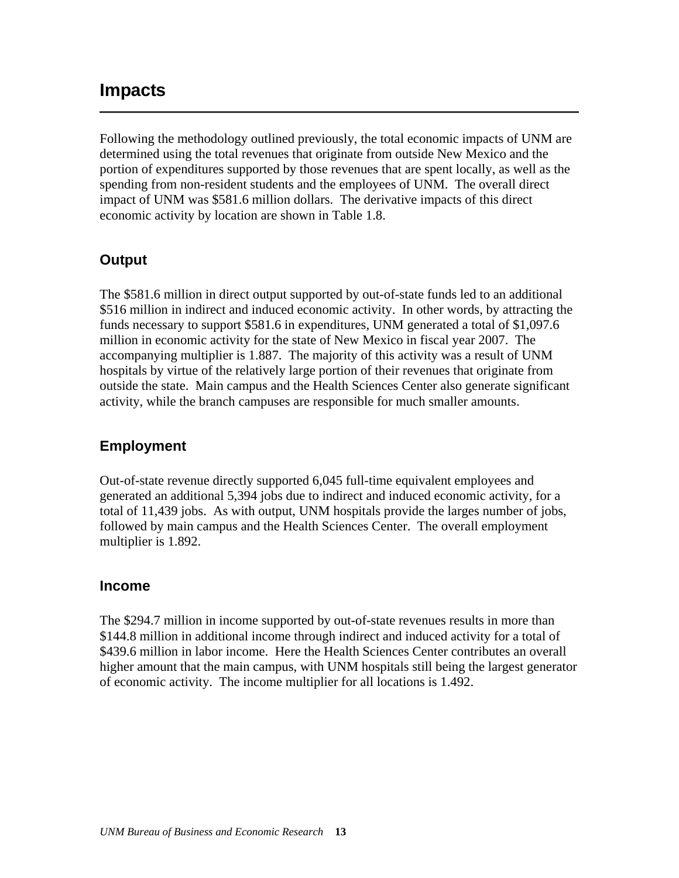# Impacts

Following the methodology outlined previously, the total economic impacts of UNM are determined using the total revenues that originate from outside New Mexico and the portion of expenditures supported by those revenues that are spent locally, as well as the spending from non-resident students and the employees of UNM. The overall direct impact of UNM was $581.6 million dollars. The derivative impacts of this direct economic activity by location are shown in Table 1.8.

## Output

The $581.6 million in direct output supported by out-of-state funds led to an additional $516 million in indirect and induced economic activity. In other words, by attracting the funds necessary to support $581.6 in expenditures, UNM generated a total of $1,097.6 million in economic activity for the state of New Mexico in fiscal year 2007. The accompanying multiplier is 1.887. The majority of this activity was a result of UNM hospitals by virtue of the relatively large portion of their revenues that originate from outside the state. Main campus and the Health Sciences Center also generate significant activity, while the branch campuses are responsible for much smaller amounts.

## Employment

Out-of-state revenue directly supported 6,045 full-time equivalent employees and generated an additional 5,394 jobs due to indirect and induced economic activity, for a total of 11,439 jobs. As with output, UNM hospitals provide the larges number of jobs, followed by main campus and the Health Sciences Center. The overall employment multiplier is 1.892.

## Income

The $294.7 million in income supported by out-of-state revenues results in more than $144.8 million in additional income through indirect and induced activity for a total of $439.6 million in labor income. Here the Health Sciences Center contributes an overall higher amount that the main campus, with UNM hospitals still being the largest generator of economic activity. The income multiplier for all locations is 1.492.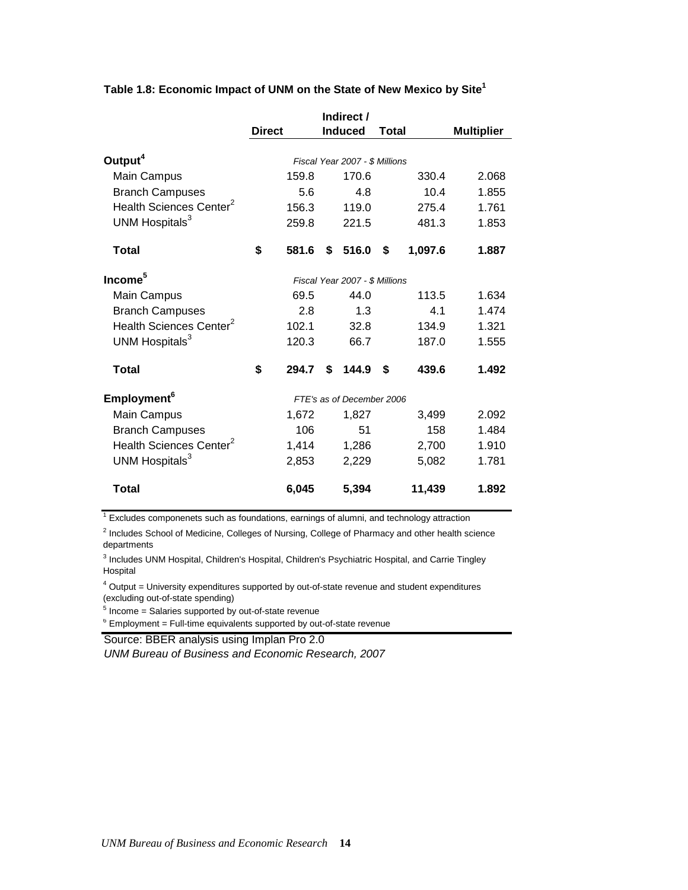**Table 1.8: Economic Impact of UNM on the State of New Mexico by Site[1]**

| | Direct | Indirect / Induced | Total | Multiplier |
|---|---|---|---|---|
| **Output[4]** | *Fiscal Year 2007 - $ Millions* | | | |
| Main Campus | 159.8 | 170.6 | 330.4 | 2.068 |
| Branch Campuses | 5.6 | 4.8 | 10.4 | 1.855 |
| Health Sciences Center[2] | 156.3 | 119.0 | 275.4 | 1.761 |
| UNM Hospitals[3] | 259.8 | 221.5 | 481.3 | 1.853 |
| **Total** | **$ 581.6** | **$ 516.0** | **$ 1,097.6** | **1.887** |
| **Income[5]** | *Fiscal Year 2007 - $ Millions* | | | |
| Main Campus | 69.5 | 44.0 | 113.5 | 1.634 |
| Branch Campuses | 2.8 | 1.3 | 4.1 | 1.474 |
| Health Sciences Center[2] | 102.1 | 32.8 | 134.9 | 1.321 |
| UNM Hospitals[3] | 120.3 | 66.7 | 187.0 | 1.555 |
| **Total** | **$ 294.7** | **$ 144.9** | **$ 439.6** | **1.492** |
| **Employment[6]** | *FTE's as of December 2006* | | | |
| Main Campus | 1,672 | 1,827 | 3,499 | 2.092 |
| Branch Campuses | 106 | 51 | 158 | 1.484 |
| Health Sciences Center[2] | 1,414 | 1,286 | 2,700 | 1.910 |
| UNM Hospitals[3] | 2,853 | 2,229 | 5,082 | 1.781 |
| **Total** | **6,045** | **5,394** | **11,439** | **1.892** |

[1] Excludes componenets such as foundations, earnings of alumni, and technology attraction

[2] Includes School of Medicine, Colleges of Nursing, College of Pharmacy and other health science departments

[3] Includes UNM Hospital, Children's Hospital, Children's Psychiatric Hospital, and Carrie Tingley Hospital

[4] Output = University expenditures supported by out-of-state revenue and student expenditures (excluding out-of-state spending)

[5] Income = Salaries supported by out-of-state revenue

[6] Employment = Full-time equivalents supported by out-of-state revenue

Source: BBER analysis using Implan Pro 2.0
*UNM Bureau of Business and Economic Research, 2007*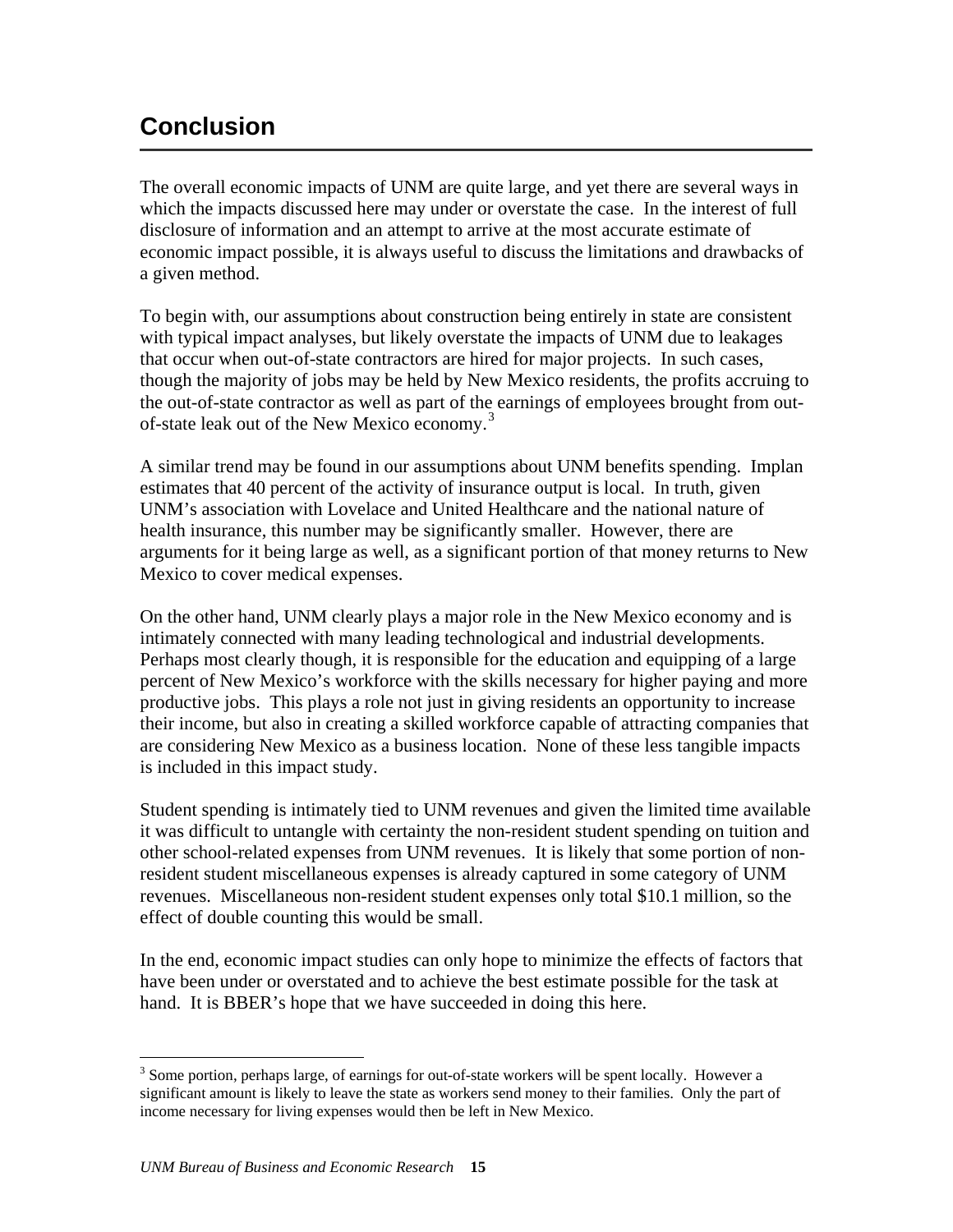## Conclusion

The overall economic impacts of UNM are quite large, and yet there are several ways in which the impacts discussed here may under or overstate the case. In the interest of full disclosure of information and an attempt to arrive at the most accurate estimate of economic impact possible, it is always useful to discuss the limitations and drawbacks of a given method.

To begin with, our assumptions about construction being entirely in state are consistent with typical impact analyses, but likely overstate the impacts of UNM due to leakages that occur when out-of-state contractors are hired for major projects. In such cases, though the majority of jobs may be held by New Mexico residents, the profits accruing to the out-of-state contractor as well as part of the earnings of employees brought from out-of-state leak out of the New Mexico economy.[3]

A similar trend may be found in our assumptions about UNM benefits spending. Implan estimates that 40 percent of the activity of insurance output is local. In truth, given UNM's association with Lovelace and United Healthcare and the national nature of health insurance, this number may be significantly smaller. However, there are arguments for it being large as well, as a significant portion of that money returns to New Mexico to cover medical expenses.

On the other hand, UNM clearly plays a major role in the New Mexico economy and is intimately connected with many leading technological and industrial developments. Perhaps most clearly though, it is responsible for the education and equipping of a large percent of New Mexico's workforce with the skills necessary for higher paying and more productive jobs. This plays a role not just in giving residents an opportunity to increase their income, but also in creating a skilled workforce capable of attracting companies that are considering New Mexico as a business location. None of these less tangible impacts is included in this impact study.

Student spending is intimately tied to UNM revenues and given the limited time available it was difficult to untangle with certainty the non-resident student spending on tuition and other school-related expenses from UNM revenues. It is likely that some portion of non-resident student miscellaneous expenses is already captured in some category of UNM revenues. Miscellaneous non-resident student expenses only total $10.1 million, so the effect of double counting this would be small.

In the end, economic impact studies can only hope to minimize the effects of factors that have been under or overstated and to achieve the best estimate possible for the task at hand. It is BBER's hope that we have succeeded in doing this here.

---

[3] Some portion, perhaps large, of earnings for out-of-state workers will be spent locally. However a significant amount is likely to leave the state as workers send money to their families. Only the part of income necessary for living expenses would then be left in New Mexico.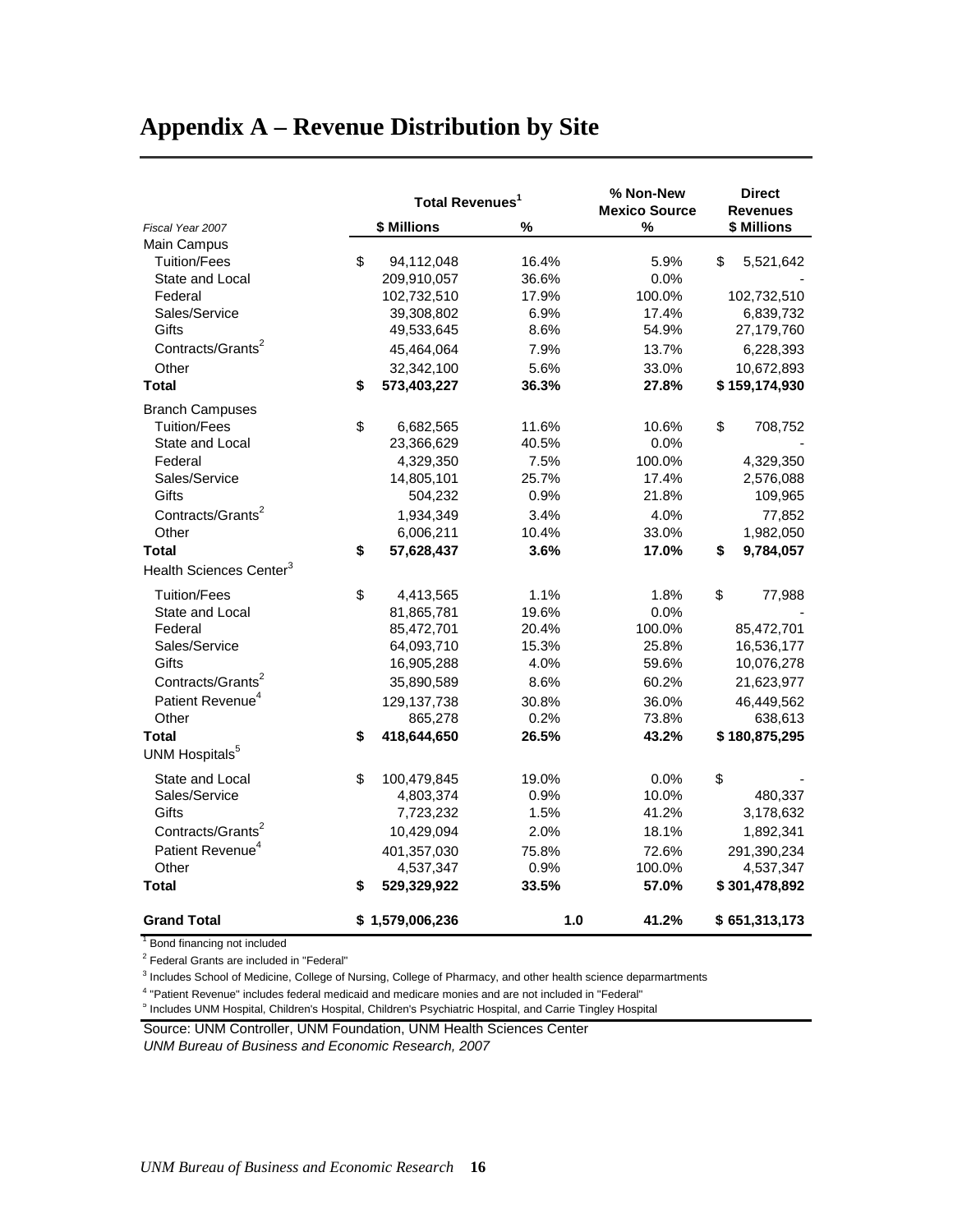# Appendix A – Revenue Distribution by Site

| Fiscal Year 2007 | Total Revenues[1] | | % Non-New Mexico Source | Direct Revenues |
|---|---|---|---|---|
| | \$ Millions | % | % | \$ Millions |
| Main Campus | | | | |
| Tuition/Fees | \$ 94,112,048 | 16.4% | 5.9% | \$ 5,521,642 |
| State and Local | 209,910,057 | 36.6% | 0.0% | - |
| Federal | 102,732,510 | 17.9% | 100.0% | 102,732,510 |
| Sales/Service | 39,308,802 | 6.9% | 17.4% | 6,839,732 |
| Gifts | 49,533,645 | 8.6% | 54.9% | 27,179,760 |
| Contracts/Grants[2] | 45,464,064 | 7.9% | 13.7% | 6,228,393 |
| Other | 32,342,100 | 5.6% | 33.0% | 10,672,893 |
| **Total** | **\$ 573,403,227** | **36.3%** | **27.8%** | **\$ 159,174,930** |
| Branch Campuses | | | | |
| Tuition/Fees | \$ 6,682,565 | 11.6% | 10.6% | \$ 708,752 |
| State and Local | 23,366,629 | 40.5% | 0.0% | - |
| Federal | 4,329,350 | 7.5% | 100.0% | 4,329,350 |
| Sales/Service | 14,805,101 | 25.7% | 17.4% | 2,576,088 |
| Gifts | 504,232 | 0.9% | 21.8% | 109,965 |
| Contracts/Grants[2] | 1,934,349 | 3.4% | 4.0% | 77,852 |
| Other | 6,006,211 | 10.4% | 33.0% | 1,982,050 |
| **Total** | **\$ 57,628,437** | **3.6%** | **17.0%** | **\$ 9,784,057** |
| Health Sciences Center[3] | | | | |
| Tuition/Fees | \$ 4,413,565 | 1.1% | 1.8% | \$ 77,988 |
| State and Local | 81,865,781 | 19.6% | 0.0% | - |
| Federal | 85,472,701 | 20.4% | 100.0% | 85,472,701 |
| Sales/Service | 64,093,710 | 15.3% | 25.8% | 16,536,177 |
| Gifts | 16,905,288 | 4.0% | 59.6% | 10,076,278 |
| Contracts/Grants[2] | 35,890,589 | 8.6% | 60.2% | 21,623,977 |
| Patient Revenue[4] | 129,137,738 | 30.8% | 36.0% | 46,449,562 |
| Other | 865,278 | 0.2% | 73.8% | 638,613 |
| **Total** | **\$ 418,644,650** | **26.5%** | **43.2%** | **\$ 180,875,295** |
| UNM Hospitals[5] | | | | |
| State and Local | \$ 100,479,845 | 19.0% | 0.0% | \$ - |
| Sales/Service | 4,803,374 | 0.9% | 10.0% | 480,337 |
| Gifts | 7,723,232 | 1.5% | 41.2% | 3,178,632 |
| Contracts/Grants[2] | 10,429,094 | 2.0% | 18.1% | 1,892,341 |
| Patient Revenue[4] | 401,357,030 | 75.8% | 72.6% | 291,390,234 |
| Other | 4,537,347 | 0.9% | 100.0% | 4,537,347 |
| **Total** | **\$ 529,329,922** | **33.5%** | **57.0%** | **\$ 301,478,892** |
| **Grand Total** | **\$ 1,579,006,236** | **1.0** | **41.2%** | **\$ 651,313,173** |

[1] Bond financing not included

[2] Federal Grants are included in "Federal"

[3] Includes School of Medicine, College of Nursing, College of Pharmacy, and other health science deparmartments

[4] "Patient Revenue" includes federal medicaid and medicare monies and are not included in "Federal"

[5] Includes UNM Hospital, Children's Hospital, Children's Psychiatric Hospital, and Carrie Tingley Hospital

Source: UNM Controller, UNM Foundation, UNM Health Sciences Center
*UNM Bureau of Business and Economic Research, 2007*